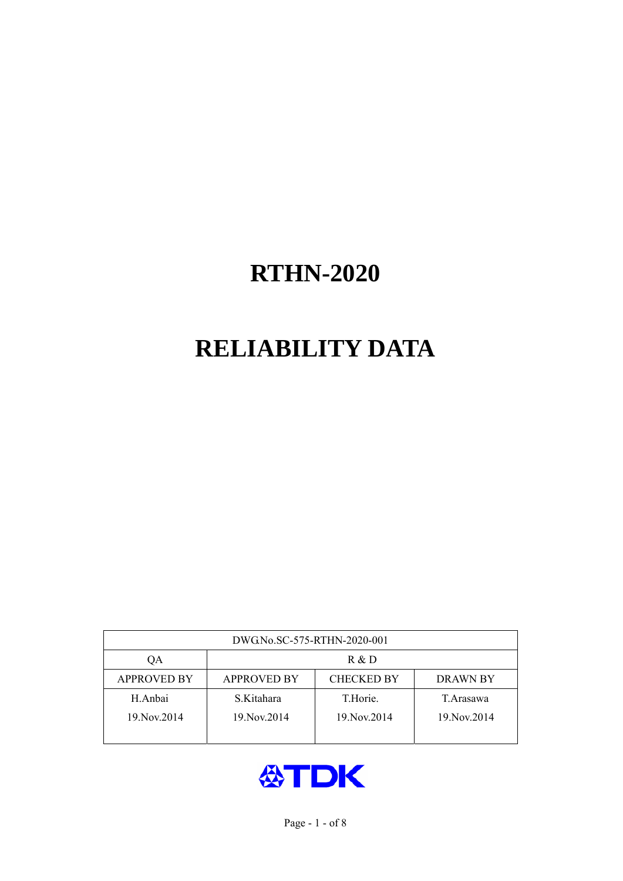# RTHN-2020

# RELIABILITY DATA

| DWG.No.SC-575-RTHN-2020-001 | | | |
|---|---|---|---|
| QA | R & D | | |
| APPROVED BY | APPROVED BY | CHECKED BY | DRAWN BY |
| H.Anbai<br>19.Nov.2014 | S.Kitahara<br>19.Nov.2014 | T.Horie.<br>19.Nov.2014 | T.Arasawa<br>19.Nov.2014 |

TDK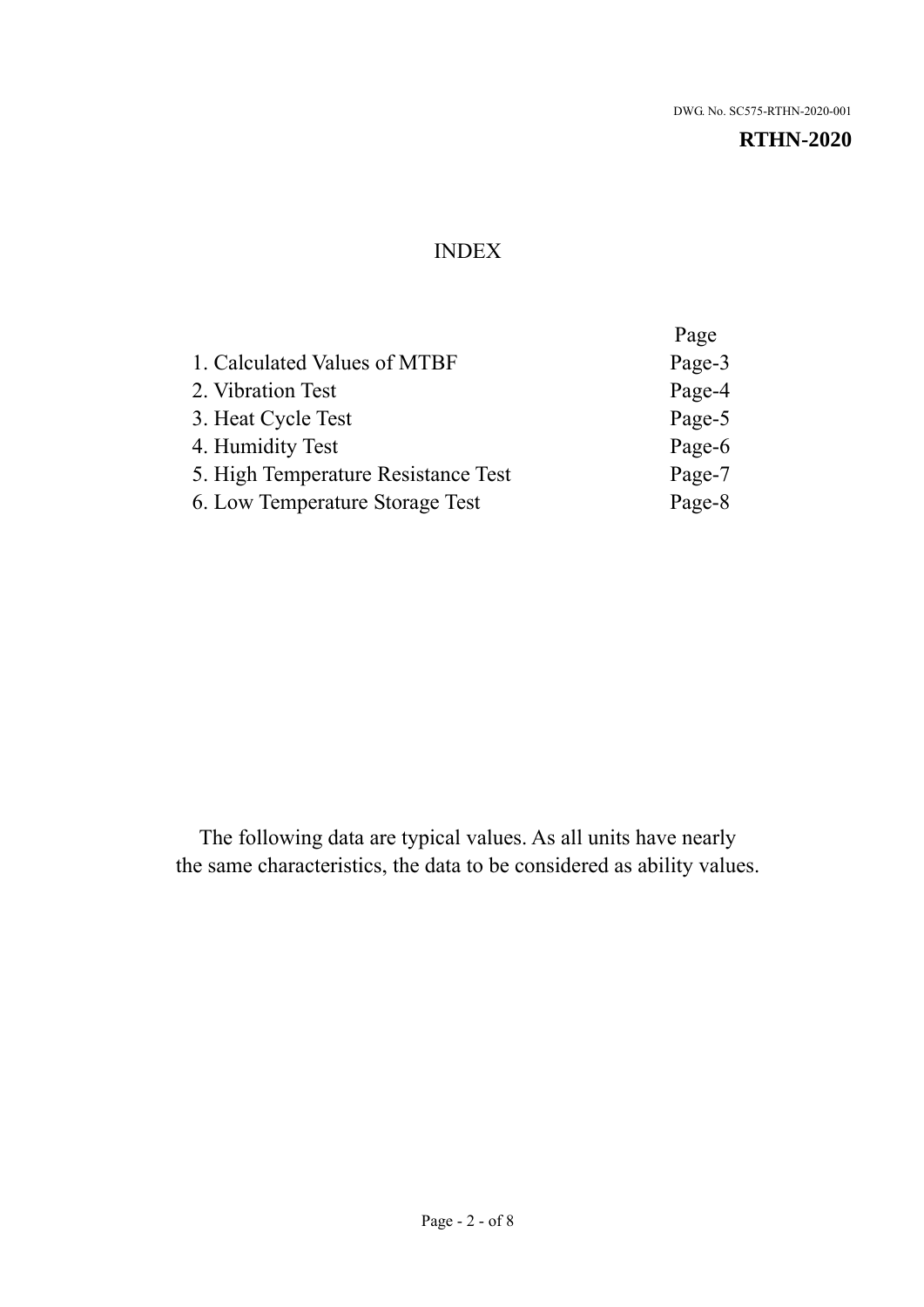DWG. No. SC575-RTHN-2020-001

**RTHN-2020**

# INDEX

| | Page |
|---|---|
| 1. Calculated Values of MTBF | Page-3 |
| 2. Vibration Test | Page-4 |
| 3. Heat Cycle Test | Page-5 |
| 4. Humidity Test | Page-6 |
| 5. High Temperature Resistance Test | Page-7 |
| 6. Low Temperature Storage Test | Page-8 |

The following data are typical values. As all units have nearly the same characteristics, the data to be considered as ability values.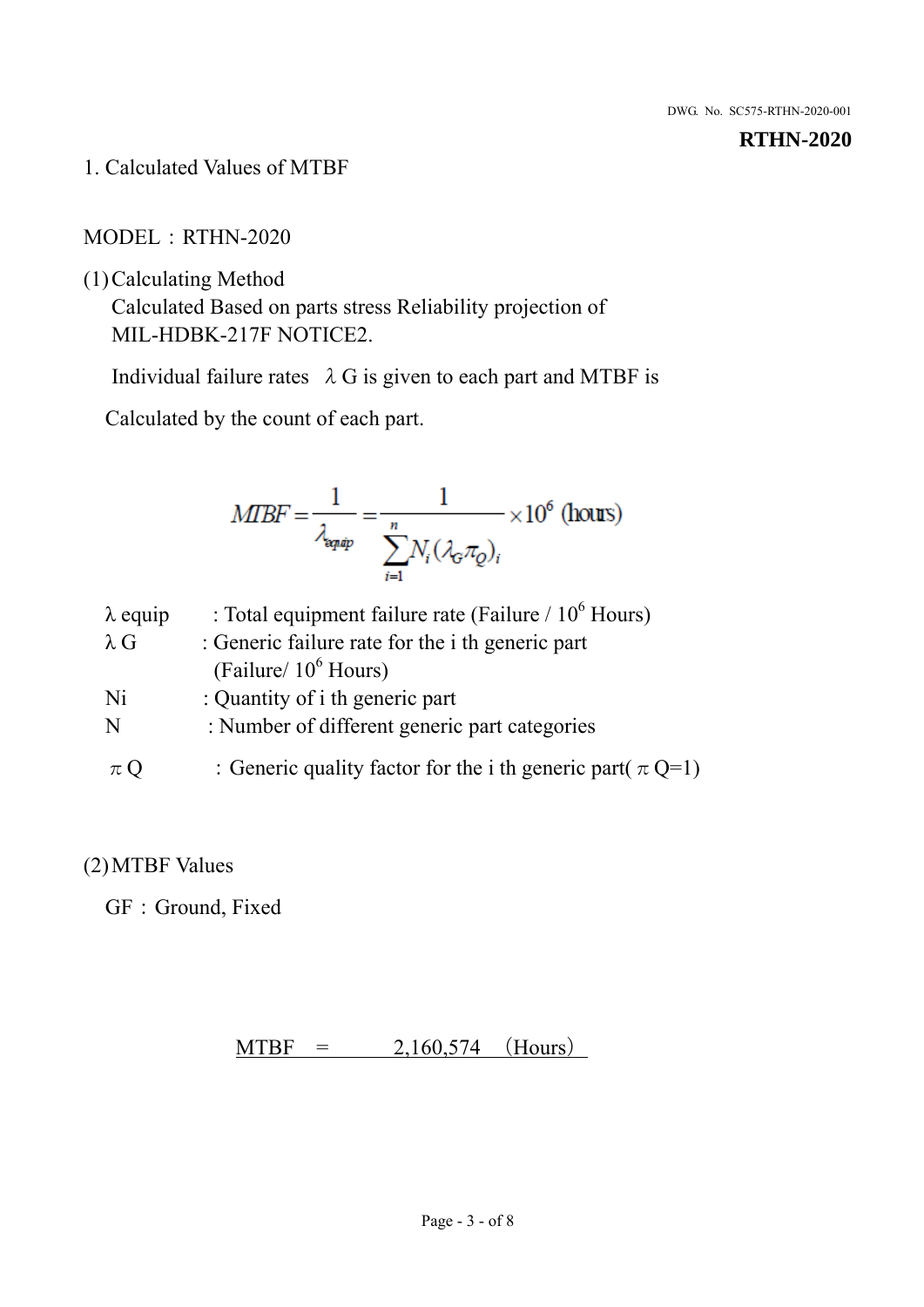1. Calculated Values of MTBF

MODEL：RTHN-2020

(1) Calculating Method

Calculated Based on parts stress Reliability projection of MIL-HDBK-217F NOTICE2.

Individual failure rates λG is given to each part and MTBF is

Calculated by the count of each part.

$$MTBF = \frac{1}{\lambda_{equip}} = \frac{1}{\sum_{i=1}^{n} N_i (\lambda_G \pi_Q)_i} \times 10^6 \text{ (hours)}$$

| | |
|---|---|
| λ equip | : Total equipment failure rate (Failure / $10^6$ Hours) |
| λ G | : Generic failure rate for the i th generic part (Failure/ $10^6$ Hours) |
| Ni | : Quantity of i th generic part |
| N | : Number of different generic part categories |
| π Q | ：Generic quality factor for the i th generic part( π Q=1) |

(2) MTBF Values

GF：Ground, Fixed

MTBF = 2,160,574 (Hours)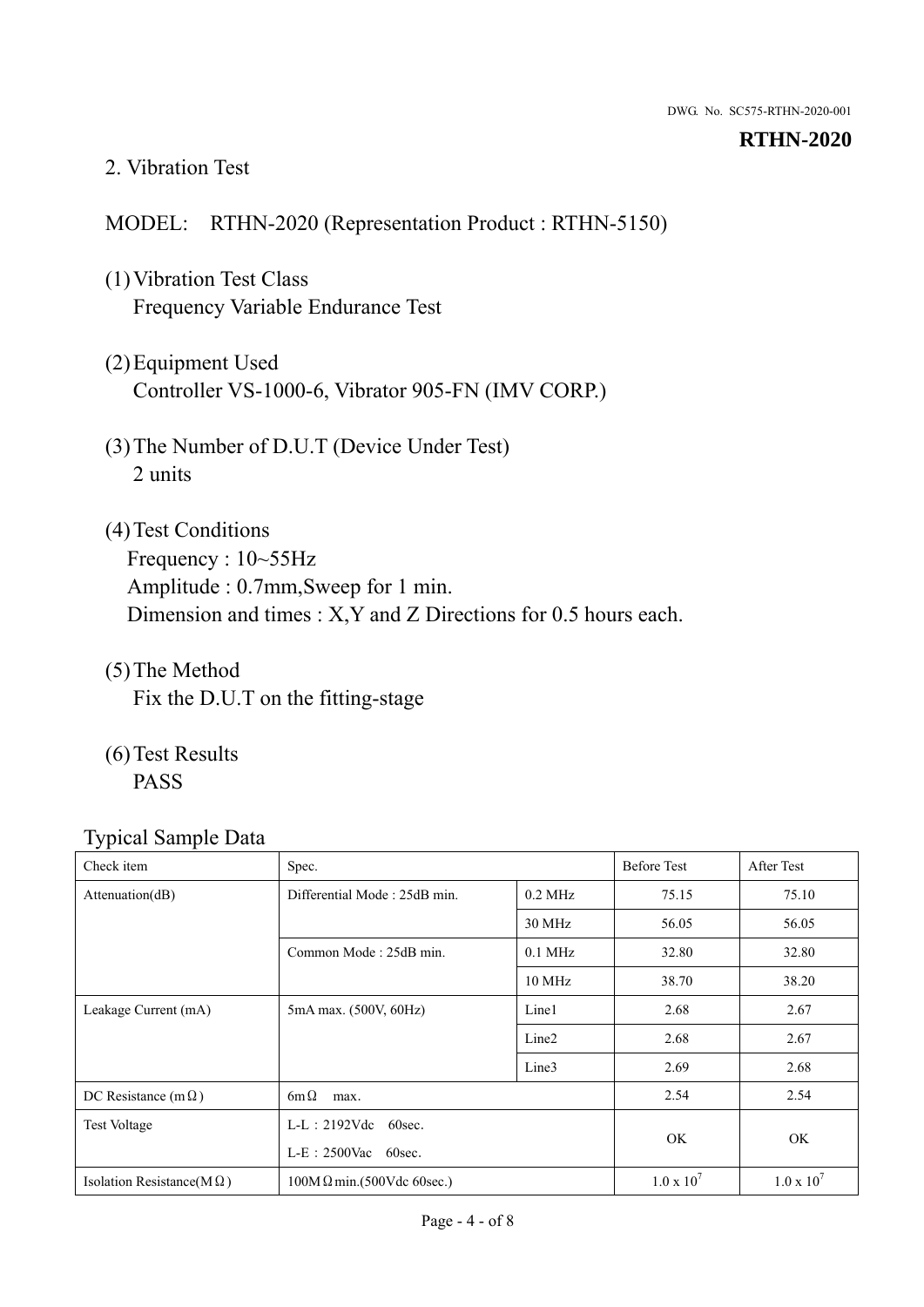DWG. No. SC575-RTHN-2020-001

**RTHN-2020**

## 2. Vibration Test

MODEL: RTHN-2020 (Representation Product : RTHN-5150)

(1) Vibration Test Class
Frequency Variable Endurance Test

(2) Equipment Used
Controller VS-1000-6, Vibrator 905-FN (IMV CORP.)

(3) The Number of D.U.T (Device Under Test)
2 units

(4) Test Conditions
Frequency : 10~55Hz
Amplitude : 0.7mm,Sweep for 1 min.
Dimension and times : X,Y and Z Directions for 0.5 hours each.

(5) The Method
Fix the D.U.T on the fitting-stage

(6) Test Results
PASS

Typical Sample Data

| Check item | Spec. | | Before Test | After Test |
|---|---|---|---|---|
| Attenuation(dB) | Differential Mode : 25dB min. | 0.2 MHz | 75.15 | 75.10 |
| | | 30 MHz | 56.05 | 56.05 |
| | Common Mode : 25dB min. | 0.1 MHz | 32.80 | 32.80 |
| | | 10 MHz | 38.70 | 38.20 |
| Leakage Current (mA) | 5mA max. (500V, 60Hz) | Line1 | 2.68 | 2.67 |
| | | Line2 | 2.68 | 2.67 |
| | | Line3 | 2.69 | 2.68 |
| DC Resistance (mΩ) | 6mΩ max. | | 2.54 | 2.54 |
| Test Voltage | L-L：2192Vdc 60sec.<br>L-E：2500Vac 60sec. | | OK | OK |
| Isolation Resistance(MΩ) | 100MΩ min.(500Vdc 60sec.) | | $1.0 \times 10^7$ | $1.0 \times 10^7$ |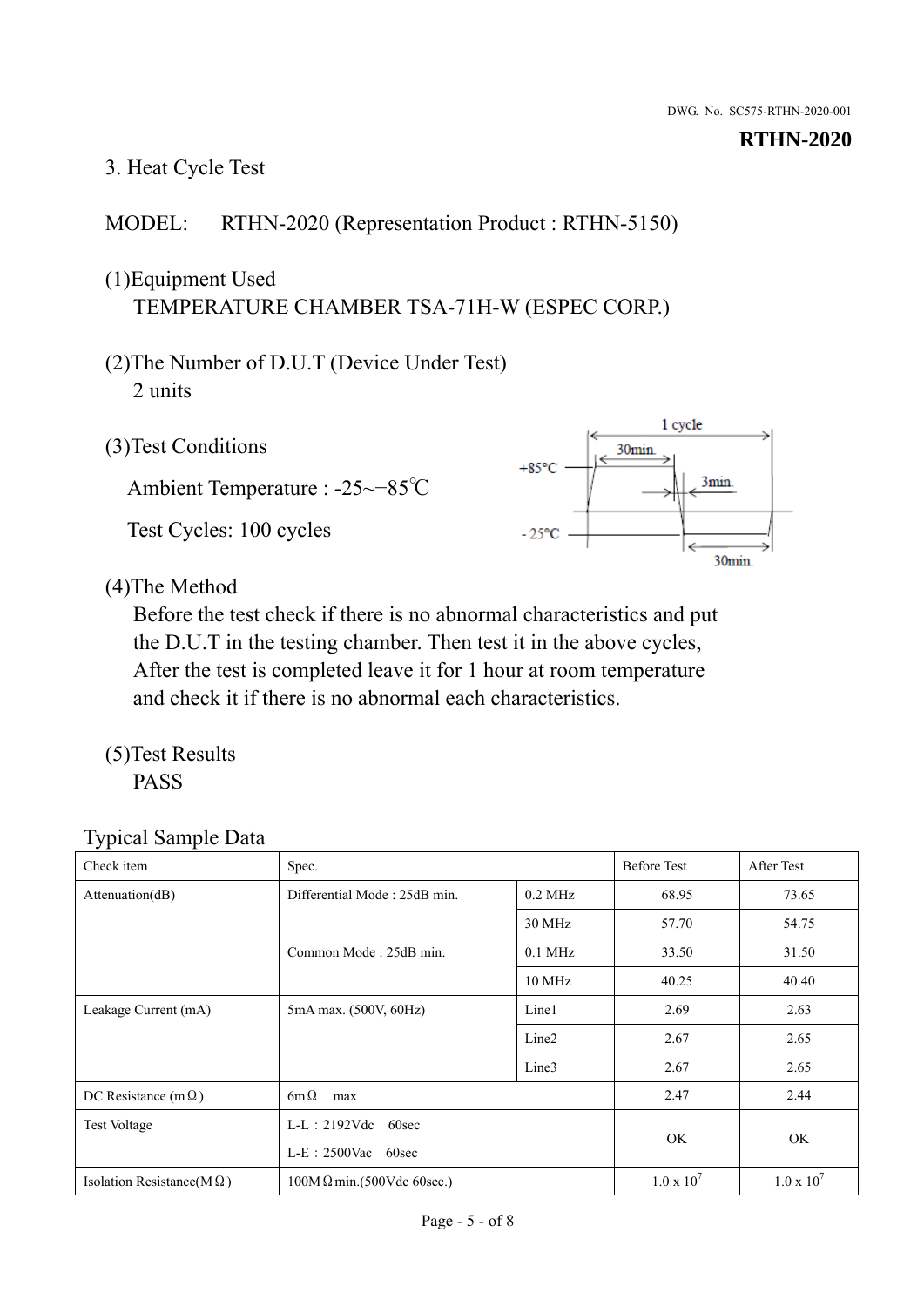DWG. No. SC575-RTHN-2020-001

**RTHN-2020**

## 3. Heat Cycle Test

MODEL: RTHN-2020 (Representation Product : RTHN-5150)

(1)Equipment Used
TEMPERATURE CHAMBER TSA-71H-W (ESPEC CORP.)

(2)The Number of D.U.T (Device Under Test)
2 units

(3)Test Conditions

Ambient Temperature : -25~+85℃

Test Cycles: 100 cycles

1 cycle
+85°C
30min.
3min.
-25°C
30min.

(4)The Method
Before the test check if there is no abnormal characteristics and put the D.U.T in the testing chamber. Then test it in the above cycles, After the test is completed leave it for 1 hour at room temperature and check it if there is no abnormal each characteristics.

(5)Test Results
PASS

Typical Sample Data

| Check item | Spec. | | Before Test | After Test |
|---|---|---|---|---|
| Attenuation(dB) | Differential Mode : 25dB min. | 0.2 MHz | 68.95 | 73.65 |
| | | 30 MHz | 57.70 | 54.75 |
| | Common Mode : 25dB min. | 0.1 MHz | 33.50 | 31.50 |
| | | 10 MHz | 40.25 | 40.40 |
| Leakage Current (mA) | 5mA max. (500V, 60Hz) | Line1 | 2.69 | 2.63 |
| | | Line2 | 2.67 | 2.65 |
| | | Line3 | 2.67 | 2.65 |
| DC Resistance (mΩ) | 6mΩ max | | 2.47 | 2.44 |
| Test Voltage | L-L : 2192Vdc 60sec<br>L-E : 2500Vac 60sec | | OK | OK |
| Isolation Resistance(MΩ) | 100MΩ min.(500Vdc 60sec.) | | $1.0 \times 10^7$ | $1.0 \times 10^7$ |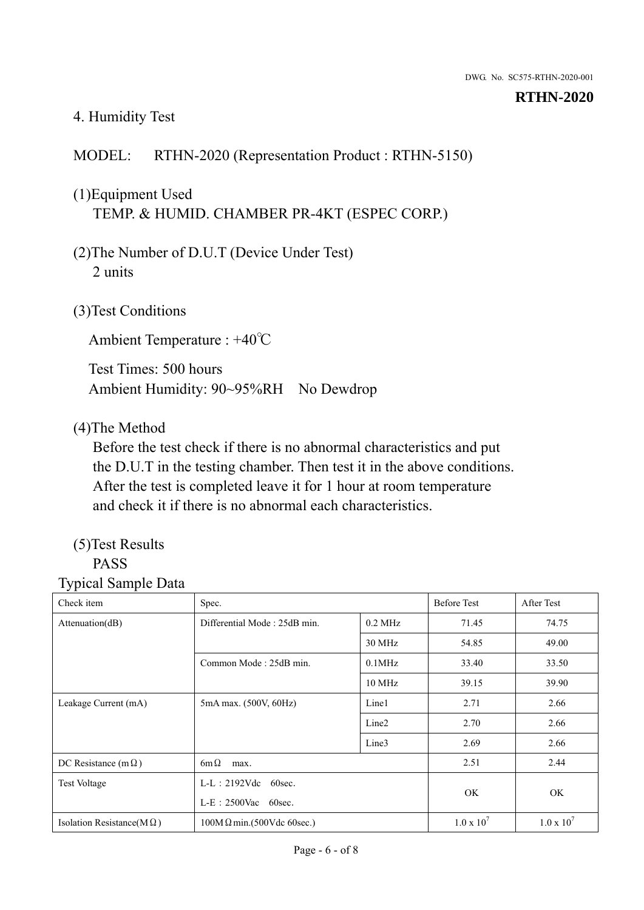## 4. Humidity Test

MODEL: RTHN-2020 (Representation Product : RTHN-5150)

(1)Equipment Used
TEMP. & HUMID. CHAMBER PR-4KT (ESPEC CORP.)

(2)The Number of D.U.T (Device Under Test)
2 units

(3)Test Conditions

Ambient Temperature : +40℃

Test Times: 500 hours
Ambient Humidity: 90~95%RH No Dewdrop

(4)The Method
Before the test check if there is no abnormal characteristics and put the D.U.T in the testing chamber. Then test it in the above conditions. After the test is completed leave it for 1 hour at room temperature and check it if there is no abnormal each characteristics.

(5)Test Results
PASS

Typical Sample Data

| Check item | Spec. | | Before Test | After Test |
|---|---|---|---|---|
| Attenuation(dB) | Differential Mode : 25dB min. | 0.2 MHz | 71.45 | 74.75 |
| | | 30 MHz | 54.85 | 49.00 |
| | Common Mode : 25dB min. | 0.1MHz | 33.40 | 33.50 |
| | | 10 MHz | 39.15 | 39.90 |
| Leakage Current (mA) | 5mA max. (500V, 60Hz) | Line1 | 2.71 | 2.66 |
| | | Line2 | 2.70 | 2.66 |
| | | Line3 | 2.69 | 2.66 |
| DC Resistance (mΩ) | 6mΩ max. | | 2.51 | 2.44 |
| Test Voltage | L-L : 2192Vdc 60sec.<br>L-E : 2500Vac 60sec. | | OK | OK |
| Isolation Resistance(MΩ) | 100MΩmin.(500Vdc 60sec.) | | $1.0 \times 10^7$ | $1.0 \times 10^7$ |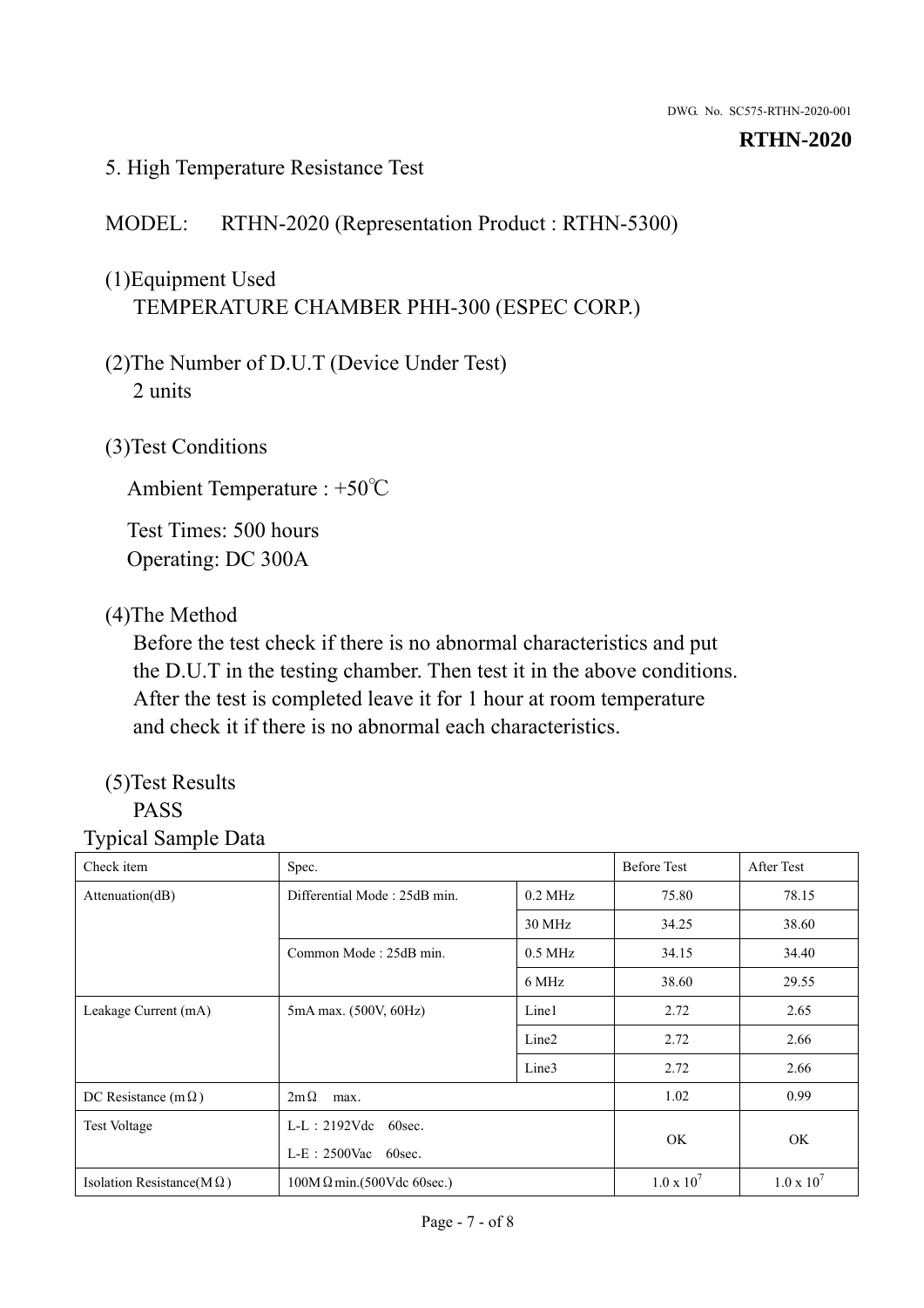DWG. No. SC575-RTHN-2020-001

**RTHN-2020**

## 5. High Temperature Resistance Test

MODEL: RTHN-2020 (Representation Product : RTHN-5300)

(1)Equipment Used
TEMPERATURE CHAMBER PHH-300 (ESPEC CORP.)

(2)The Number of D.U.T (Device Under Test)
2 units

(3)Test Conditions

Ambient Temperature : +50℃

Test Times: 500 hours
Operating: DC 300A

(4)The Method
Before the test check if there is no abnormal characteristics and put the D.U.T in the testing chamber. Then test it in the above conditions. After the test is completed leave it for 1 hour at room temperature and check it if there is no abnormal each characteristics.

(5)Test Results
PASS

Typical Sample Data

| Check item | Spec. | | Before Test | After Test |
|---|---|---|---|---|
| Attenuation(dB) | Differential Mode : 25dB min. | 0.2 MHz | 75.80 | 78.15 |
| | | 30 MHz | 34.25 | 38.60 |
| | Common Mode : 25dB min. | 0.5 MHz | 34.15 | 34.40 |
| | | 6 MHz | 38.60 | 29.55 |
| Leakage Current (mA) | 5mA max. (500V, 60Hz) | Line1 | 2.72 | 2.65 |
| | | Line2 | 2.72 | 2.66 |
| | | Line3 | 2.72 | 2.66 |
| DC Resistance (mΩ) | 2mΩ max. | | 1.02 | 0.99 |
| Test Voltage | L-L : 2192Vdc 60sec. L-E : 2500Vac 60sec. | | OK | OK |
| Isolation Resistance(MΩ) | 100MΩ min.(500Vdc 60sec.) | | $1.0 \times 10^7$ | $1.0 \times 10^7$ |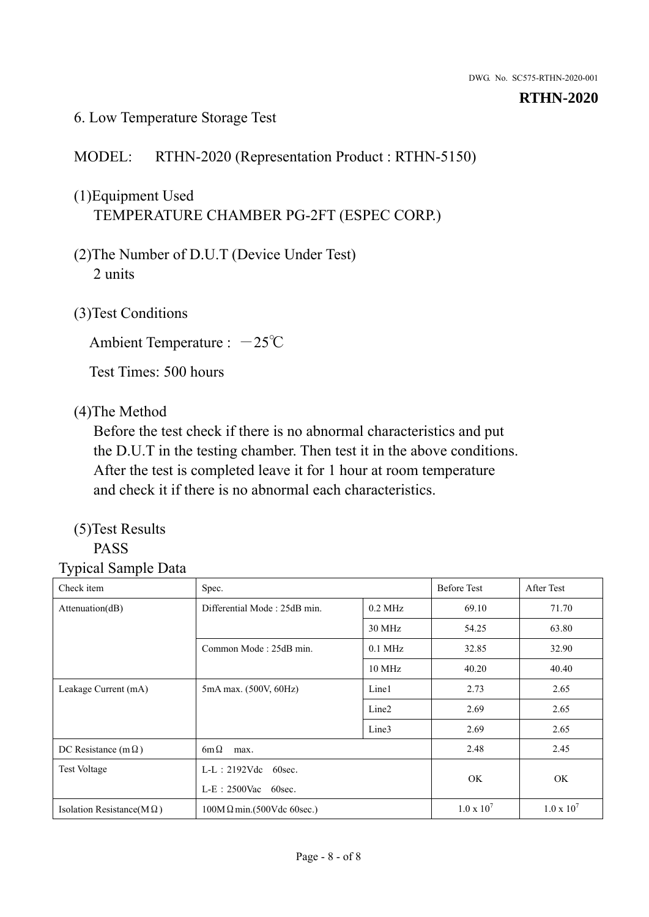DWG. No. SC575-RTHN-2020-001

**RTHN-2020**

## 6. Low Temperature Storage Test

MODEL: RTHN-2020 (Representation Product : RTHN-5150)

(1)Equipment Used
TEMPERATURE CHAMBER PG-2FT (ESPEC CORP.)

(2)The Number of D.U.T (Device Under Test)
2 units

(3)Test Conditions

Ambient Temperature : －25℃

Test Times: 500 hours

(4)The Method
Before the test check if there is no abnormal characteristics and put the D.U.T in the testing chamber. Then test it in the above conditions. After the test is completed leave it for 1 hour at room temperature and check it if there is no abnormal each characteristics.

(5)Test Results
PASS

Typical Sample Data

| Check item | Spec. | | Before Test | After Test |
|---|---|---|---|---|
| Attenuation(dB) | Differential Mode : 25dB min. | 0.2 MHz | 69.10 | 71.70 |
| | | 30 MHz | 54.25 | 63.80 |
| | Common Mode : 25dB min. | 0.1 MHz | 32.85 | 32.90 |
| | | 10 MHz | 40.20 | 40.40 |
| Leakage Current (mA) | 5mA max. (500V, 60Hz) | Line1 | 2.73 | 2.65 |
| | | Line2 | 2.69 | 2.65 |
| | | Line3 | 2.69 | 2.65 |
| DC Resistance (mΩ) | 6mΩ max. | | 2.48 | 2.45 |
| Test Voltage | L-L : 2192Vdc 60sec. L-E : 2500Vac 60sec. | | OK | OK |
| Isolation Resistance(MΩ) | 100MΩmin.(500Vdc 60sec.) | | $1.0 \times 10^7$ | $1.0 \times 10^7$ |